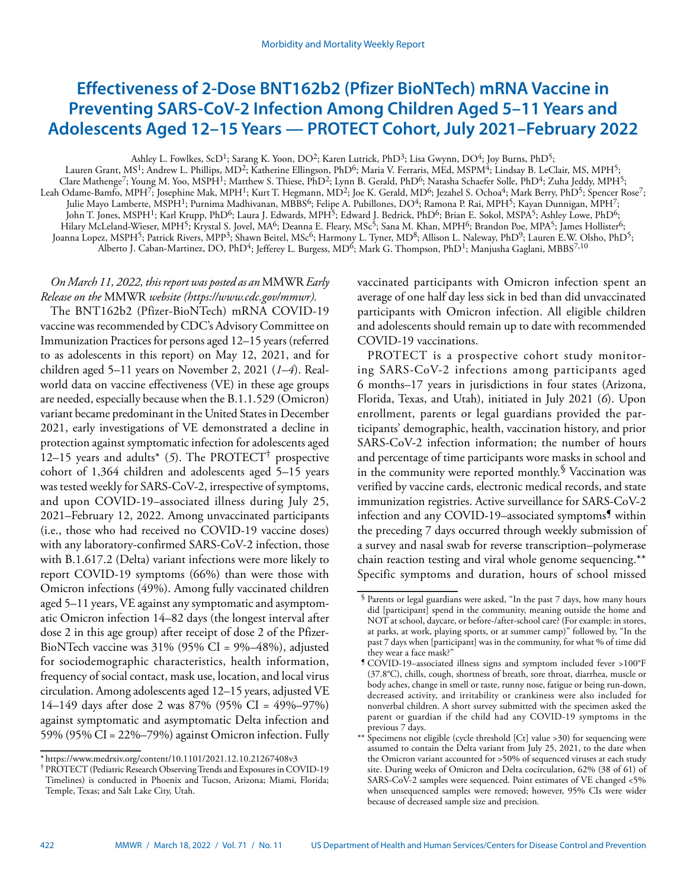# Effectiveness of 2-Dose BNT162b2 (Pfizer BioNTech) mRNA Vaccine in Preventing SARS-CoV-2 Infection Among Children Aged 5–11 Years and Adolescents Aged 12–15 Years — PROTECT Cohort, July 2021–February 2022

Ashley L. Fowlkes, ScD[1]; Sarang K. Yoon, DO[2]; Karen Lutrick, PhD[3]; Lisa Gwynn, DO[4]; Joy Burns, PhD[5]; Lauren Grant, MS[1]; Andrew L. Phillips, MD[2]; Katherine Ellingson, PhD[6]; Maria V. Ferraris, MEd, MSPM[4]; Lindsay B. LeClair, MS, MPH[5]; Clare Mathenge[7]; Young M. Yoo, MSPH[1]; Matthew S. Thiese, PhD[2]; Lynn B. Gerald, PhD[6]; Natasha Schaefer Solle, PhD[4]; Zuha Jeddy, MPH[5]; Leah Odame-Bamfo, MPH[7]; Josephine Mak, MPH[1]; Kurt T. Hegmann, MD[2]; Joe K. Gerald, MD[6]; Jezahel S. Ochoa[4]; Mark Berry, PhD[5]; Spencer Rose[7]; Julie Mayo Lamberte, MSPH[1]; Purnima Madhivanan, MBBS[6]; Felipe A. Pubillones, DO[4]; Ramona P. Rai, MPH[5]; Kayan Dunnigan, MPH[7]; John T. Jones, MSPH[1]; Karl Krupp, PhD[6]; Laura J. Edwards, MPH[5]; Edward J. Bedrick, PhD[6]; Brian E. Sokol, MSPA[5]; Ashley Lowe, PhD[6]; Hilary McLeland-Wieser, MPH[5]; Krystal S. Jovel, MA[6]; Deanna E. Fleary, MSc[5]; Sana M. Khan, MPH[6]; Brandon Poe, MPA[5]; James Hollister[6]; Joanna Lopez, MSPH[5]; Patrick Rivers, MPP[3]; Shawn Beitel, MSc[6]; Harmony L. Tyner, MD[8]; Allison L. Naleway, PhD[9]; Lauren E.W. Olsho, PhD[5]; Alberto J. Caban-Martinez, DO, PhD[4]; Jefferey L. Burgess, MD[6]; Mark G. Thompson, PhD[1]; Manjusha Gaglani, MBBS[7,10]

*On March 11, 2022, this report was posted as an* MMWR *Early Release on the* MMWR *website (https://www.cdc.gov/mmwr).*

The BNT162b2 (Pfizer-BioNTech) mRNA COVID-19 vaccine was recommended by CDC's Advisory Committee on Immunization Practices for persons aged 12–15 years (referred to as adolescents in this report) on May 12, 2021, and for children aged 5–11 years on November 2, 2021 (*1*–*4*). Real-world data on vaccine effectiveness (VE) in these age groups are needed, especially because when the B.1.1.529 (Omicron) variant became predominant in the United States in December 2021, early investigations of VE demonstrated a decline in protection against symptomatic infection for adolescents aged 12–15 years and adults* (*5*). The PROTECT[†] prospective cohort of 1,364 children and adolescents aged 5–15 years was tested weekly for SARS-CoV-2, irrespective of symptoms, and upon COVID-19–associated illness during July 25, 2021–February 12, 2022. Among unvaccinated participants (i.e., those who had received no COVID-19 vaccine doses) with any laboratory-confirmed SARS-CoV-2 infection, those with B.1.617.2 (Delta) variant infections were more likely to report COVID-19 symptoms (66%) than were those with Omicron infections (49%). Among fully vaccinated children aged 5–11 years, VE against any symptomatic and asymptomatic Omicron infection 14–82 days (the longest interval after dose 2 in this age group) after receipt of dose 2 of the Pfizer-BioNTech vaccine was 31% (95% CI = 9%–48%), adjusted for sociodemographic characteristics, health information, frequency of social contact, mask use, location, and local virus circulation. Among adolescents aged 12–15 years, adjusted VE 14–149 days after dose 2 was 87% (95% CI = 49%–97%) against symptomatic and asymptomatic Delta infection and 59% (95% CI = 22%–79%) against Omicron infection. Fully vaccinated participants with Omicron infection spent an average of one half day less sick in bed than did unvaccinated participants with Omicron infection. All eligible children and adolescents should remain up to date with recommended COVID-19 vaccinations.

PROTECT is a prospective cohort study monitoring SARS-CoV-2 infections among participants aged 6 months–17 years in jurisdictions in four states (Arizona, Florida, Texas, and Utah), initiated in July 2021 (*6*). Upon enrollment, parents or legal guardians provided the participants' demographic, health, vaccination history, and prior SARS-CoV-2 infection information; the number of hours and percentage of time participants wore masks in school and in the community were reported monthly.[§] Vaccination was verified by vaccine cards, electronic medical records, and state immunization registries. Active surveillance for SARS-CoV-2 infection and any COVID-19–associated symptoms[¶] within the preceding 7 days occurred through weekly submission of a survey and nasal swab for reverse transcription–polymerase chain reaction testing and viral whole genome sequencing.** Specific symptoms and duration, hours of school missed

---

* https://www.medrxiv.org/content/10.1101/2021.12.10.21267408v3

[†] PROTECT (Pediatric Research Observing Trends and Exposures in COVID-19 Timelines) is conducted in Phoenix and Tucson, Arizona; Miami, Florida; Temple, Texas; and Salt Lake City, Utah.

[§] Parents or legal guardians were asked, "In the past 7 days, how many hours did [participant] spend in the community, meaning outside the home and NOT at school, daycare, or before-/after-school care? (For example: in stores, at parks, at work, playing sports, or at summer camp)" followed by, "In the past 7 days when [participant] was in the community, for what % of time did they wear a face mask?"

[¶] COVID-19–associated illness signs and symptom included fever >100°F (37.8°C), chills, cough, shortness of breath, sore throat, diarrhea, muscle or body aches, change in smell or taste, runny nose, fatigue or being run-down, decreased activity, and irritability or crankiness were also included for nonverbal children. A short survey submitted with the specimen asked the parent or guardian if the child had any COVID-19 symptoms in the previous 7 days.

** Specimens not eligible (cycle threshold [Ct] value >30) for sequencing were assumed to contain the Delta variant from July 25, 2021, to the date when the Omicron variant accounted for >50% of sequenced viruses at each study site. During weeks of Omicron and Delta cocirculation, 62% (38 of 61) of SARS-CoV-2 samples were sequenced. Point estimates of VE changed <5% when unsequenced samples were removed; however, 95% CIs were wider because of decreased sample size and precision.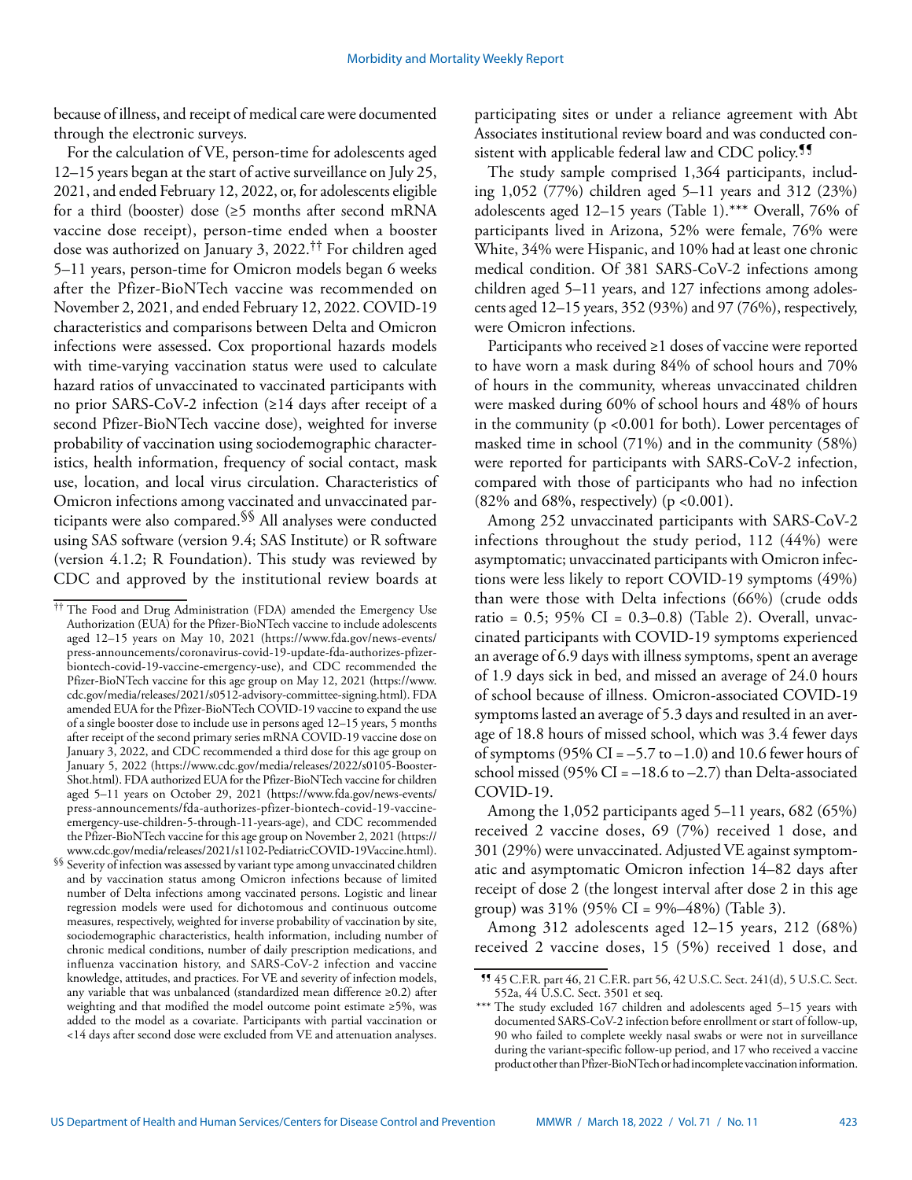because of illness, and receipt of medical care were documented through the electronic surveys.

For the calculation of VE, person-time for adolescents aged 12–15 years began at the start of active surveillance on July 25, 2021, and ended February 12, 2022, or, for adolescents eligible for a third (booster) dose (≥5 months after second mRNA vaccine dose receipt), person-time ended when a booster dose was authorized on January 3, 2022.[††] For children aged 5–11 years, person-time for Omicron models began 6 weeks after the Pfizer-BioNTech vaccine was recommended on November 2, 2021, and ended February 12, 2022. COVID-19 characteristics and comparisons between Delta and Omicron infections were assessed. Cox proportional hazards models with time-varying vaccination status were used to calculate hazard ratios of unvaccinated to vaccinated participants with no prior SARS-CoV-2 infection (≥14 days after receipt of a second Pfizer-BioNTech vaccine dose), weighted for inverse probability of vaccination using sociodemographic characteristics, health information, frequency of social contact, mask use, location, and local virus circulation. Characteristics of Omicron infections among vaccinated and unvaccinated participants were also compared.[§§] All analyses were conducted using SAS software (version 9.4; SAS Institute) or R software (version 4.1.2; R Foundation). This study was reviewed by CDC and approved by the institutional review boards at participating sites or under a reliance agreement with Abt Associates institutional review board and was conducted consistent with applicable federal law and CDC policy.[¶¶]

The study sample comprised 1,364 participants, including 1,052 (77%) children aged 5–11 years and 312 (23%) adolescents aged 12–15 years (Table 1).[***] Overall, 76% of participants lived in Arizona, 52% were female, 76% were White, 34% were Hispanic, and 10% had at least one chronic medical condition. Of 381 SARS-CoV-2 infections among children aged 5–11 years, and 127 infections among adolescents aged 12–15 years, 352 (93%) and 97 (76%), respectively, were Omicron infections.

Participants who received ≥1 doses of vaccine were reported to have worn a mask during 84% of school hours and 70% of hours in the community, whereas unvaccinated children were masked during 60% of school hours and 48% of hours in the community ($p < 0.001$ for both). Lower percentages of masked time in school (71%) and in the community (58%) were reported for participants with SARS-CoV-2 infection, compared with those of participants who had no infection (82% and 68%, respectively) ($p < 0.001$).

Among 252 unvaccinated participants with SARS-CoV-2 infections throughout the study period, 112 (44%) were asymptomatic; unvaccinated participants with Omicron infections were less likely to report COVID-19 symptoms (49%) than were those with Delta infections (66%) (crude odds ratio = 0.5; 95% CI = 0.3–0.8) (Table 2). Overall, unvaccinated participants with COVID-19 symptoms experienced an average of 6.9 days with illness symptoms, spent an average of 1.9 days sick in bed, and missed an average of 24.0 hours of school because of illness. Omicron-associated COVID-19 symptoms lasted an average of 5.3 days and resulted in an average of 18.8 hours of missed school, which was 3.4 fewer days of symptoms (95% CI = –5.7 to –1.0) and 10.6 fewer hours of school missed (95% CI = –18.6 to –2.7) than Delta-associated COVID-19.

Among the 1,052 participants aged 5–11 years, 682 (65%) received 2 vaccine doses, 69 (7%) received 1 dose, and 301 (29%) were unvaccinated. Adjusted VE against symptomatic and asymptomatic Omicron infection 14–82 days after receipt of dose 2 (the longest interval after dose 2 in this age group) was 31% (95% CI = 9%–48%) (Table 3).

Among 312 adolescents aged 12–15 years, 212 (68%) received 2 vaccine doses, 15 (5%) received 1 dose, and

---

[††] The Food and Drug Administration (FDA) amended the Emergency Use Authorization (EUA) for the Pfizer-BioNTech vaccine to include adolescents aged 12–15 years on May 10, 2021 (https://www.fda.gov/news-events/press-announcements/coronavirus-covid-19-update-fda-authorizes-pfizer-biontech-covid-19-vaccine-emergency-use), and CDC recommended the Pfizer-BioNTech vaccine for this age group on May 12, 2021 (https://www.cdc.gov/media/releases/2021/s0512-advisory-committee-signing.html). FDA amended EUA for the Pfizer-BioNTech COVID-19 vaccine to expand the use of a single booster dose to include use in persons aged 12–15 years, 5 months after receipt of the second primary series mRNA COVID-19 vaccine dose on January 3, 2022, and CDC recommended a third dose for this age group on January 5, 2022 (https://www.cdc.gov/media/releases/2022/s0105-Booster-Shot.html). FDA authorized EUA for the Pfizer-BioNTech vaccine for children aged 5–11 years on October 29, 2021 (https://www.fda.gov/news-events/press-announcements/fda-authorizes-pfizer-biontech-covid-19-vaccine-emergency-use-children-5-through-11-years-age), and CDC recommended the Pfizer-BioNTech vaccine for this age group on November 2, 2021 (https://www.cdc.gov/media/releases/2021/s1102-PediatricCOVID-19Vaccine.html).

[§§] Severity of infection was assessed by variant type among unvaccinated children and by vaccination status among Omicron infections because of limited number of Delta infections among vaccinated persons. Logistic and linear regression models were used for dichotomous and continuous outcome measures, respectively, weighted for inverse probability of vaccination by site, sociodemographic characteristics, health information, including number of chronic medical conditions, number of daily prescription medications, and influenza vaccination history, and SARS-CoV-2 infection and vaccine knowledge, attitudes, and practices. For VE and severity of infection models, any variable that was unbalanced (standardized mean difference ≥0.2) after weighting and that modified the model outcome point estimate ≥5%, was added to the model as a covariate. Participants with partial vaccination or <14 days after second dose were excluded from VE and attenuation analyses.

[¶¶] 45 C.F.R. part 46, 21 C.F.R. part 56, 42 U.S.C. Sect. 241(d), 5 U.S.C. Sect. 552a, 44 U.S.C. Sect. 3501 et seq.

[***] The study excluded 167 children and adolescents aged 5–15 years with documented SARS-CoV-2 infection before enrollment or start of follow-up, 90 who failed to complete weekly nasal swabs or were not in surveillance during the variant-specific follow-up period, and 17 who received a vaccine product other than Pfizer-BioNTech or had incomplete vaccination information.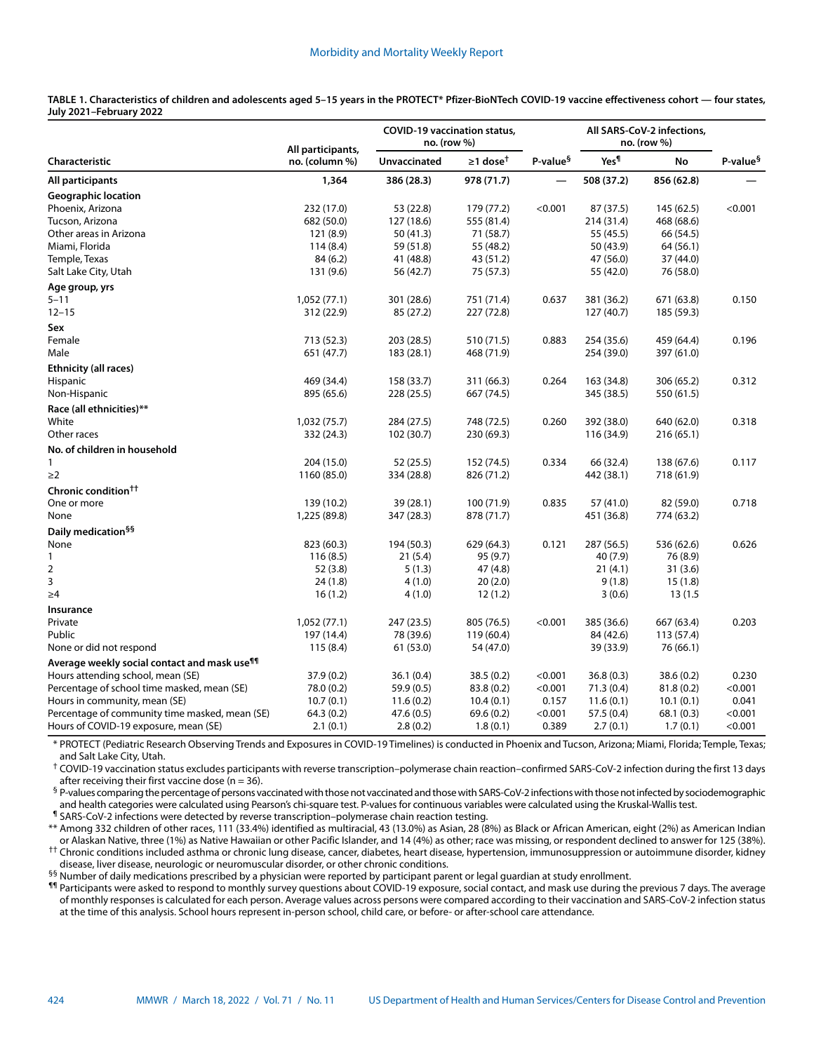**TABLE 1. Characteristics of children and adolescents aged 5–15 years in the PROTECT* Pfizer-BioNTech COVID-19 vaccine effectiveness cohort — four states, July 2021–February 2022**

| Characteristic | All participants, no. (column %) | COVID-19 vaccination status, no. (row %) | | P-value[§] | All SARS-CoV-2 infections, no. (row %) | | P-value[§] |
|---|---|---|---|---|---|---|---|
| | | Unvaccinated | ≥1 dose[†] | | Yes[¶] | No | |
| **All participants** | **1,364** | **386 (28.3)** | **978 (71.7)** | **—** | **508 (37.2)** | **856 (62.8)** | **—** |
| **Geographic location** | | | | | | | |
| Phoenix, Arizona | 232 (17.0) | 53 (22.8) | 179 (77.2) | <0.001 | 87 (37.5) | 145 (62.5) | <0.001 |
| Tucson, Arizona | 682 (50.0) | 127 (18.6) | 555 (81.4) | | 214 (31.4) | 468 (68.6) | |
| Other areas in Arizona | 121 (8.9) | 50 (41.3) | 71 (58.7) | | 55 (45.5) | 66 (54.5) | |
| Miami, Florida | 114 (8.4) | 59 (51.8) | 55 (48.2) | | 50 (43.9) | 64 (56.1) | |
| Temple, Texas | 84 (6.2) | 41 (48.8) | 43 (51.2) | | 47 (56.0) | 37 (44.0) | |
| Salt Lake City, Utah | 131 (9.6) | 56 (42.7) | 75 (57.3) | | 55 (42.0) | 76 (58.0) | |
| **Age group, yrs** | | | | | | | |
| 5–11 | 1,052 (77.1) | 301 (28.6) | 751 (71.4) | 0.637 | 381 (36.2) | 671 (63.8) | 0.150 |
| 12–15 | 312 (22.9) | 85 (27.2) | 227 (72.8) | | 127 (40.7) | 185 (59.3) | |
| **Sex** | | | | | | | |
| Female | 713 (52.3) | 203 (28.5) | 510 (71.5) | 0.883 | 254 (35.6) | 459 (64.4) | 0.196 |
| Male | 651 (47.7) | 183 (28.1) | 468 (71.9) | | 254 (39.0) | 397 (61.0) | |
| **Ethnicity (all races)** | | | | | | | |
| Hispanic | 469 (34.4) | 158 (33.7) | 311 (66.3) | 0.264 | 163 (34.8) | 306 (65.2) | 0.312 |
| Non-Hispanic | 895 (65.6) | 228 (25.5) | 667 (74.5) | | 345 (38.5) | 550 (61.5) | |
| **Race (all ethnicities)**** | | | | | | | |
| White | 1,032 (75.7) | 284 (27.5) | 748 (72.5) | 0.260 | 392 (38.0) | 640 (62.0) | 0.318 |
| Other races | 332 (24.3) | 102 (30.7) | 230 (69.3) | | 116 (34.9) | 216 (65.1) | |
| **No. of children in household** | | | | | | | |
| 1 | 204 (15.0) | 52 (25.5) | 152 (74.5) | 0.334 | 66 (32.4) | 138 (67.6) | 0.117 |
| ≥2 | 1160 (85.0) | 334 (28.8) | 826 (71.2) | | 442 (38.1) | 718 (61.9) | |
| **Chronic condition[††]** | | | | | | | |
| One or more | 139 (10.2) | 39 (28.1) | 100 (71.9) | 0.835 | 57 (41.0) | 82 (59.0) | 0.718 |
| None | 1,225 (89.8) | 347 (28.3) | 878 (71.7) | | 451 (36.8) | 774 (63.2) | |
| **Daily medication[§§]** | | | | | | | |
| None | 823 (60.3) | 194 (50.3) | 629 (64.3) | 0.121 | 287 (56.5) | 536 (62.6) | 0.626 |
| 1 | 116 (8.5) | 21 (5.4) | 95 (9.7) | | 40 (7.9) | 76 (8.9) | |
| 2 | 52 (3.8) | 5 (1.3) | 47 (4.8) | | 21 (4.1) | 31 (3.6) | |
| 3 | 24 (1.8) | 4 (1.0) | 20 (2.0) | | 9 (1.8) | 15 (1.8) | |
| ≥4 | 16 (1.2) | 4 (1.0) | 12 (1.2) | | 3 (0.6) | 13 (1.5 | |
| **Insurance** | | | | | | | |
| Private | 1,052 (77.1) | 247 (23.5) | 805 (76.5) | <0.001 | 385 (36.6) | 667 (63.4) | 0.203 |
| Public | 197 (14.4) | 78 (39.6) | 119 (60.4) | | 84 (42.6) | 113 (57.4) | |
| None or did not respond | 115 (8.4) | 61 (53.0) | 54 (47.0) | | 39 (33.9) | 76 (66.1) | |
| **Average weekly social contact and mask use[¶¶]** | | | | | | | |
| Hours attending school, mean (SE) | 37.9 (0.2) | 36.1 (0.4) | 38.5 (0.2) | <0.001 | 36.8 (0.3) | 38.6 (0.2) | 0.230 |
| Percentage of school time masked, mean (SE) | 78.0 (0.2) | 59.9 (0.5) | 83.8 (0.2) | <0.001 | 71.3 (0.4) | 81.8 (0.2) | <0.001 |
| Hours in community, mean (SE) | 10.7 (0.1) | 11.6 (0.2) | 10.4 (0.1) | 0.157 | 11.6 (0.1) | 10.1 (0.1) | 0.041 |
| Percentage of community time masked, mean (SE) | 64.3 (0.2) | 47.6 (0.5) | 69.6 (0.2) | <0.001 | 57.5 (0.4) | 68.1 (0.3) | <0.001 |
| Hours of COVID-19 exposure, mean (SE) | 2.1 (0.1) | 2.8 (0.2) | 1.8 (0.1) | 0.389 | 2.7 (0.1) | 1.7 (0.1) | <0.001 |

\* PROTECT (Pediatric Research Observing Trends and Exposures in COVID-19 Timelines) is conducted in Phoenix and Tucson, Arizona; Miami, Florida; Temple, Texas; and Salt Lake City, Utah.

[†] COVID-19 vaccination status excludes participants with reverse transcription–polymerase chain reaction–confirmed SARS-CoV-2 infection during the first 13 days after receiving their first vaccine dose (n = 36).

[§] P-values comparing the percentage of persons vaccinated with those not vaccinated and those with SARS-CoV-2 infections with those not infected by sociodemographic and health categories were calculated using Pearson's chi-square test. P-values for continuous variables were calculated using the Kruskal-Wallis test.

[¶] SARS-CoV-2 infections were detected by reverse transcription–polymerase chain reaction testing.

** Among 332 children of other races, 111 (33.4%) identified as multiracial, 43 (13.0%) as Asian, 28 (8%) as Black or African American, eight (2%) as American Indian or Alaskan Native, three (1%) as Native Hawaiian or other Pacific Islander, and 14 (4%) as other; race was missing, or respondent declined to answer for 125 (38%).

[††] Chronic conditions included asthma or chronic lung disease, cancer, diabetes, heart disease, hypertension, immunosuppression or autoimmune disorder, kidney disease, liver disease, neurologic or neuromuscular disorder, or other chronic conditions.

[§§] Number of daily medications prescribed by a physician were reported by participant parent or legal guardian at study enrollment.

[¶¶] Participants were asked to respond to monthly survey questions about COVID-19 exposure, social contact, and mask use during the previous 7 days. The average of monthly responses is calculated for each person. Average values across persons were compared according to their vaccination and SARS-CoV-2 infection status at the time of this analysis. School hours represent in-person school, child care, or before- or after-school care attendance.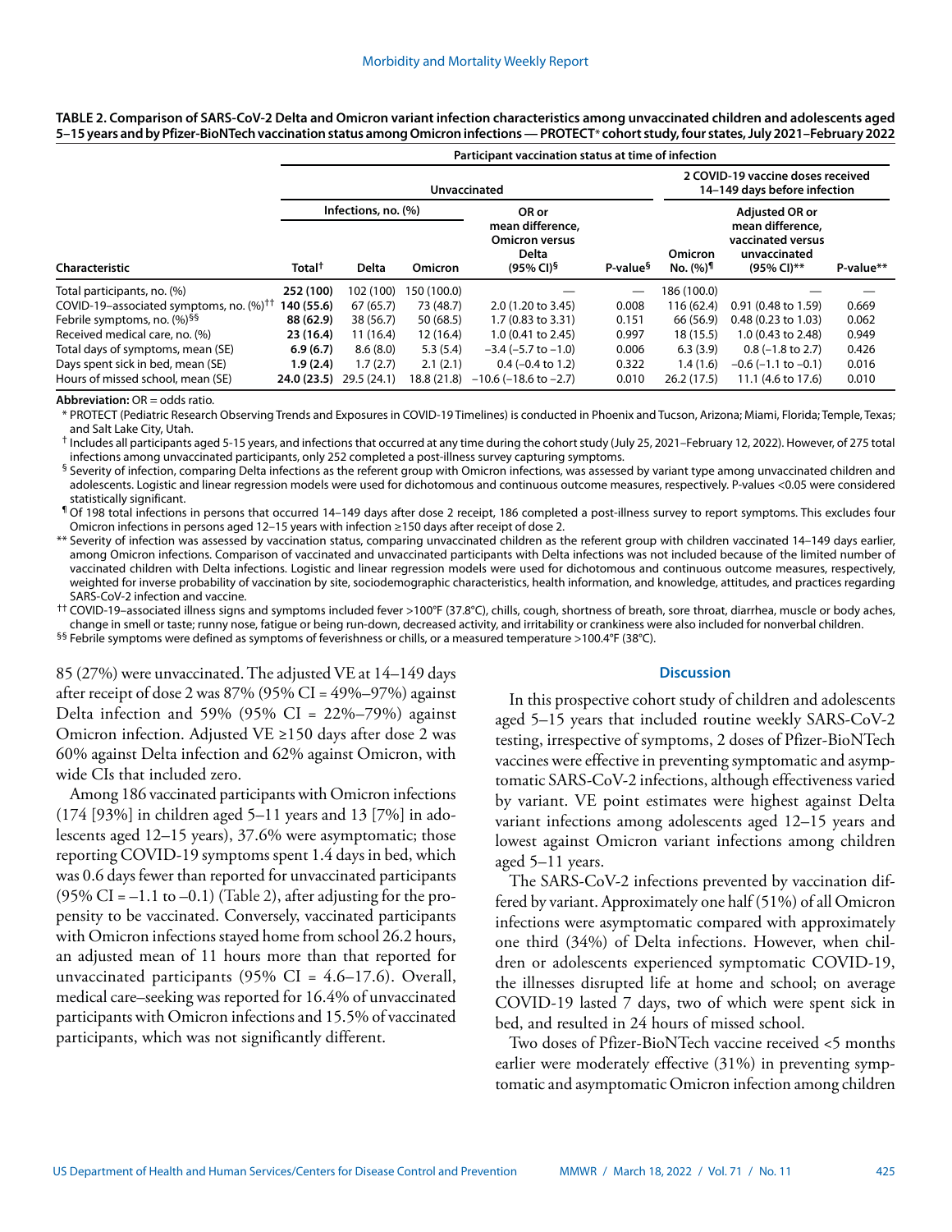**TABLE 2. Comparison of SARS-CoV-2 Delta and Omicron variant infection characteristics among unvaccinated children and adolescents aged 5–15 years and by Pfizer-BioNTech vaccination status among Omicron infections — PROTECT* cohort study, four states, July 2021–February 2022**

| Characteristic | Participant vaccination status at time of infection | | | | | | | |
|---|---|---|---|---|---|---|---|---|
| | Unvaccinated | | | | | 2 COVID-19 vaccine doses received 14–149 days before infection | | |
| | Infections, no. (%) | | | | | | | |
| | Total[†] | Delta | Omicron | OR or mean difference, Omicron versus Delta (95% CI)[§] | P-value[§] | Omicron No. (%)[¶] | Adjusted OR or mean difference, vaccinated versus unvaccinated (95% CI)** | P-value** |
| Total participants, no. (%) | **252 (100)** | 102 (100) | 150 (100.0) | — | — | 186 (100.0) | — | — |
| COVID-19–associated symptoms, no. (%)[††] | **140 (55.6)** | 67 (65.7) | 73 (48.7) | 2.0 (1.20 to 3.45) | 0.008 | 116 (62.4) | 0.91 (0.48 to 1.59) | 0.669 |
| Febrile symptoms, no. (%)[§§] | **88 (62.9)** | 38 (56.7) | 50 (68.5) | 1.7 (0.83 to 3.31) | 0.151 | 66 (56.9) | 0.48 (0.23 to 1.03) | 0.062 |
| Received medical care, no. (%) | **23 (16.4)** | 11 (16.4) | 12 (16.4) | 1.0 (0.41 to 2.45) | 0.997 | 18 (15.5) | 1.0 (0.43 to 2.48) | 0.949 |
| Total days of symptoms, mean (SE) | **6.9 (6.7)** | 8.6 (8.0) | 5.3 (5.4) | −3.4 (−5.7 to −1.0) | 0.006 | 6.3 (3.9) | 0.8 (−1.8 to 2.7) | 0.426 |
| Days spent sick in bed, mean (SE) | **1.9 (2.4)** | 1.7 (2.7) | 2.1 (2.1) | 0.4 (−0.4 to 1.2) | 0.322 | 1.4 (1.6) | −0.6 (−1.1 to −0.1) | 0.016 |
| Hours of missed school, mean (SE) | **24.0 (23.5)** | 29.5 (24.1) | 18.8 (21.8) | −10.6 (−18.6 to −2.7) | 0.010 | 26.2 (17.5) | 11.1 (4.6 to 17.6) | 0.010 |

**Abbreviation:** OR = odds ratio.

\* PROTECT (Pediatric Research Observing Trends and Exposures in COVID-19 Timelines) is conducted in Phoenix and Tucson, Arizona; Miami, Florida; Temple, Texas; and Salt Lake City, Utah.

† Includes all participants aged 5-15 years, and infections that occurred at any time during the cohort study (July 25, 2021–February 12, 2022). However, of 275 total infections among unvaccinated participants, only 252 completed a post-illness survey capturing symptoms.

§ Severity of infection, comparing Delta infections as the referent group with Omicron infections, was assessed by variant type among unvaccinated children and adolescents. Logistic and linear regression models were used for dichotomous and continuous outcome measures, respectively. P-values <0.05 were considered statistically significant.

¶ Of 198 total infections in persons that occurred 14–149 days after dose 2 receipt, 186 completed a post-illness survey to report symptoms. This excludes four Omicron infections in persons aged 12–15 years with infection ≥150 days after receipt of dose 2.

** Severity of infection was assessed by vaccination status, comparing unvaccinated children as the referent group with children vaccinated 14–149 days earlier, among Omicron infections. Comparison of vaccinated and unvaccinated participants with Delta infections was not included because of the limited number of vaccinated children with Delta infections. Logistic and linear regression models were used for dichotomous and continuous outcome measures, respectively, weighted for inverse probability of vaccination by site, sociodemographic characteristics, health information, and knowledge, attitudes, and practices regarding SARS-CoV-2 infection and vaccine.

†† COVID-19–associated illness signs and symptoms included fever >100°F (37.8°C), chills, cough, shortness of breath, sore throat, diarrhea, muscle or body aches, change in smell or taste; runny nose, fatigue or being run-down, decreased activity, and irritability or crankiness were also included for nonverbal children.

§§ Febrile symptoms were defined as symptoms of feverishness or chills, or a measured temperature >100.4°F (38°C).

85 (27%) were unvaccinated. The adjusted VE at 14–149 days after receipt of dose 2 was 87% (95% CI = 49%–97%) against Delta infection and 59% (95% CI = 22%–79%) against Omicron infection. Adjusted VE ≥150 days after dose 2 was 60% against Delta infection and 62% against Omicron, with wide CIs that included zero.

Among 186 vaccinated participants with Omicron infections (174 [93%] in children aged 5–11 years and 13 [7%] in adolescents aged 12–15 years), 37.6% were asymptomatic; those reporting COVID-19 symptoms spent 1.4 days in bed, which was 0.6 days fewer than reported for unvaccinated participants (95% CI = −1.1 to −0.1) (Table 2), after adjusting for the propensity to be vaccinated. Conversely, vaccinated participants with Omicron infections stayed home from school 26.2 hours, an adjusted mean of 11 hours more than that reported for unvaccinated participants (95% CI = 4.6–17.6). Overall, medical care–seeking was reported for 16.4% of unvaccinated participants with Omicron infections and 15.5% of vaccinated participants, which was not significantly different.

## Discussion

In this prospective cohort study of children and adolescents aged 5–15 years that included routine weekly SARS-CoV-2 testing, irrespective of symptoms, 2 doses of Pfizer-BioNTech vaccines were effective in preventing symptomatic and asymptomatic SARS-CoV-2 infections, although effectiveness varied by variant. VE point estimates were highest against Delta variant infections among adolescents aged 12–15 years and lowest against Omicron variant infections among children aged 5–11 years.

The SARS-CoV-2 infections prevented by vaccination differed by variant. Approximately one half (51%) of all Omicron infections were asymptomatic compared with approximately one third (34%) of Delta infections. However, when children or adolescents experienced symptomatic COVID-19, the illnesses disrupted life at home and school; on average COVID-19 lasted 7 days, two of which were spent sick in bed, and resulted in 24 hours of missed school.

Two doses of Pfizer-BioNTech vaccine received <5 months earlier were moderately effective (31%) in preventing symptomatic and asymptomatic Omicron infection among children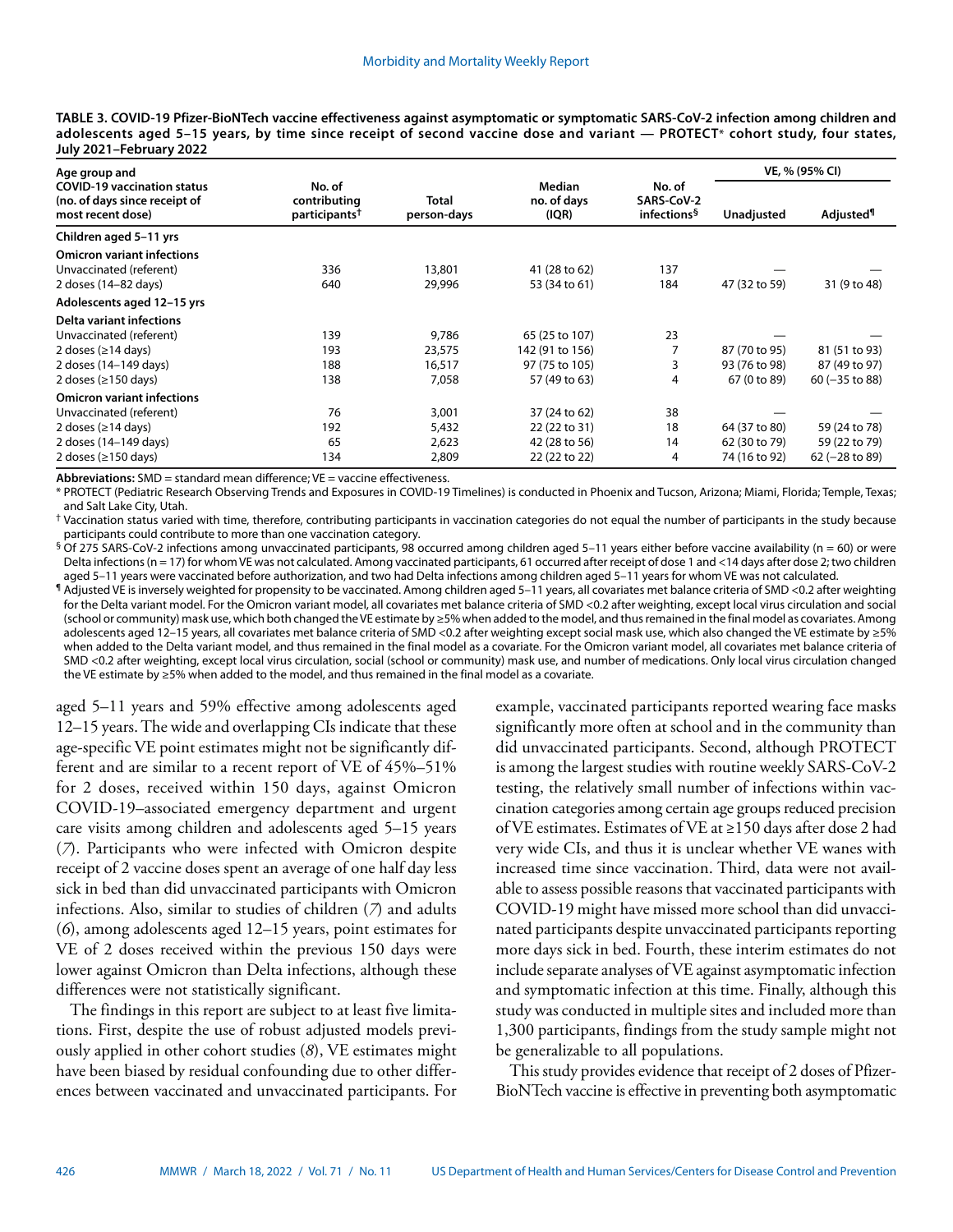**TABLE 3. COVID-19 Pfizer-BioNTech vaccine effectiveness against asymptomatic or symptomatic SARS-CoV-2 infection among children and adolescents aged 5–15 years, by time since receipt of second vaccine dose and variant — PROTECT* cohort study, four states, July 2021–February 2022**

| Age group and COVID-19 vaccination status (no. of days since receipt of most recent dose) | No. of contributing participants† | Total person-days | Median no. of days (IQR) | No. of SARS-CoV-2 infections§ | VE, % (95% CI) | |
|---|---|---|---|---|---|---|
| | | | | | Unadjusted | Adjusted¶ |
| **Children aged 5–11 yrs** | | | | | | |
| **Omicron variant infections** | | | | | | |
| Unvaccinated (referent) | 336 | 13,801 | 41 (28 to 62) | 137 | — | — |
| 2 doses (14–82 days) | 640 | 29,996 | 53 (34 to 61) | 184 | 47 (32 to 59) | 31 (9 to 48) |
| **Adolescents aged 12–15 yrs** | | | | | | |
| **Delta variant infections** | | | | | | |
| Unvaccinated (referent) | 139 | 9,786 | 65 (25 to 107) | 23 | — | — |
| 2 doses (≥14 days) | 193 | 23,575 | 142 (91 to 156) | 7 | 87 (70 to 95) | 81 (51 to 93) |
| 2 doses (14–149 days) | 188 | 16,517 | 97 (75 to 105) | 3 | 93 (76 to 98) | 87 (49 to 97) |
| 2 doses (≥150 days) | 138 | 7,058 | 57 (49 to 63) | 4 | 67 (0 to 89) | 60 (−35 to 88) |
| **Omicron variant infections** | | | | | | |
| Unvaccinated (referent) | 76 | 3,001 | 37 (24 to 62) | 38 | — | — |
| 2 doses (≥14 days) | 192 | 5,432 | 22 (22 to 31) | 18 | 64 (37 to 80) | 59 (24 to 78) |
| 2 doses (14–149 days) | 65 | 2,623 | 42 (28 to 56) | 14 | 62 (30 to 79) | 59 (22 to 79) |
| 2 doses (≥150 days) | 134 | 2,809 | 22 (22 to 22) | 4 | 74 (16 to 92) | 62 (−28 to 89) |

**Abbreviations:** SMD = standard mean difference; VE = vaccine effectiveness.

\* PROTECT (Pediatric Research Observing Trends and Exposures in COVID-19 Timelines) is conducted in Phoenix and Tucson, Arizona; Miami, Florida; Temple, Texas; and Salt Lake City, Utah.

† Vaccination status varied with time, therefore, contributing participants in vaccination categories do not equal the number of participants in the study because participants could contribute to more than one vaccination category.

§ Of 275 SARS-CoV-2 infections among unvaccinated participants, 98 occurred among children aged 5–11 years either before vaccine availability (n = 60) or were Delta infections (n = 17) for whom VE was not calculated. Among vaccinated participants, 61 occurred after receipt of dose 1 and <14 days after dose 2; two children aged 5–11 years were vaccinated before authorization, and two had Delta infections among children aged 5–11 years for whom VE was not calculated.

¶ Adjusted VE is inversely weighted for propensity to be vaccinated. Among children aged 5–11 years, all covariates met balance criteria of SMD <0.2 after weighting for the Delta variant model. For the Omicron variant model, all covariates met balance criteria of SMD <0.2 after weighting, except local virus circulation and social (school or community) mask use, which both changed the VE estimate by ≥5% when added to the model, and thus remained in the final model as covariates. Among adolescents aged 12–15 years, all covariates met balance criteria of SMD <0.2 after weighting except social mask use, which also changed the VE estimate by ≥5% when added to the Delta variant model, and thus remained in the final model as a covariate. For the Omicron variant model, all covariates met balance criteria of SMD <0.2 after weighting, except local virus circulation, social (school or community) mask use, and number of medications. Only local virus circulation changed the VE estimate by ≥5% when added to the model, and thus remained in the final model as a covariate.

aged 5–11 years and 59% effective among adolescents aged 12–15 years. The wide and overlapping CIs indicate that these age-specific VE point estimates might not be significantly different and are similar to a recent report of VE of 45%–51% for 2 doses, received within 150 days, against Omicron COVID-19–associated emergency department and urgent care visits among children and adolescents aged 5–15 years (*7*). Participants who were infected with Omicron despite receipt of 2 vaccine doses spent an average of one half day less sick in bed than did unvaccinated participants with Omicron infections. Also, similar to studies of children (*7*) and adults (*6*), among adolescents aged 12–15 years, point estimates for VE of 2 doses received within the previous 150 days were lower against Omicron than Delta infections, although these differences were not statistically significant.

The findings in this report are subject to at least five limitations. First, despite the use of robust adjusted models previously applied in other cohort studies (*8*), VE estimates might have been biased by residual confounding due to other differences between vaccinated and unvaccinated participants. For example, vaccinated participants reported wearing face masks significantly more often at school and in the community than did unvaccinated participants. Second, although PROTECT is among the largest studies with routine weekly SARS-CoV-2 testing, the relatively small number of infections within vaccination categories among certain age groups reduced precision of VE estimates. Estimates of VE at ≥150 days after dose 2 had very wide CIs, and thus it is unclear whether VE wanes with increased time since vaccination. Third, data were not available to assess possible reasons that vaccinated participants with COVID-19 might have missed more school than did unvaccinated participants despite unvaccinated participants reporting more days sick in bed. Fourth, these interim estimates do not include separate analyses of VE against asymptomatic infection and symptomatic infection at this time. Finally, although this study was conducted in multiple sites and included more than 1,300 participants, findings from the study sample might not be generalizable to all populations.

This study provides evidence that receipt of 2 doses of Pfizer-BioNTech vaccine is effective in preventing both asymptomatic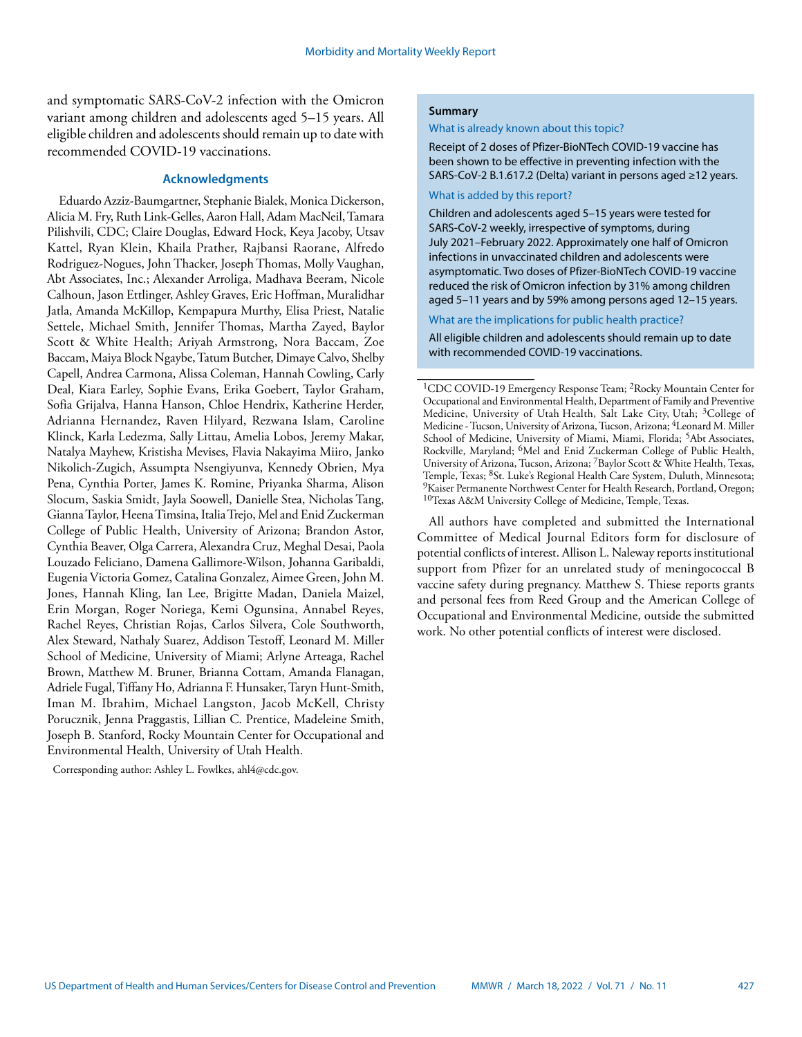and symptomatic SARS-CoV-2 infection with the Omicron variant among children and adolescents aged 5–15 years. All eligible children and adolescents should remain up to date with recommended COVID-19 vaccinations.

## Acknowledgments

Eduardo Azziz-Baumgartner, Stephanie Bialek, Monica Dickerson, Alicia M. Fry, Ruth Link-Gelles, Aaron Hall, Adam MacNeil, Tamara Pilishvili, CDC; Claire Douglas, Edward Hock, Keya Jacoby, Utsav Kattel, Ryan Klein, Khaila Prather, Rajbansi Raorane, Alfredo Rodriguez-Nogues, John Thacker, Joseph Thomas, Molly Vaughan, Abt Associates, Inc.; Alexander Arroliga, Madhava Beeram, Nicole Calhoun, Jason Ettlinger, Ashley Graves, Eric Hoffman, Muralidhar Jatla, Amanda McKillop, Kempapura Murthy, Elisa Priest, Natalie Settele, Michael Smith, Jennifer Thomas, Martha Zayed, Baylor Scott & White Health; Ariyah Armstrong, Nora Baccam, Zoe Baccam, Maiya Block Ngaybe, Tatum Butcher, Dimaye Calvo, Shelby Capell, Andrea Carmona, Alissa Coleman, Hannah Cowling, Carly Deal, Kiara Earley, Sophie Evans, Erika Goebert, Taylor Graham, Sofia Grijalva, Hanna Hanson, Chloe Hendrix, Katherine Herder, Adrianna Hernandez, Raven Hilyard, Rezwana Islam, Caroline Klinck, Karla Ledezma, Sally Littau, Amelia Lobos, Jeremy Makar, Natalya Mayhew, Kristisha Mevises, Flavia Nakayima Miiro, Janko Nikolich-Zugich, Assumpta Nsengiyunva, Kennedy Obrien, Mya Pena, Cynthia Porter, James K. Romine, Priyanka Sharma, Alison Slocum, Saskia Smidt, Jayla Soowell, Danielle Stea, Nicholas Tang, Gianna Taylor, Heena Timsina, Italia Trejo, Mel and Enid Zuckerman College of Public Health, University of Arizona; Brandon Astor, Cynthia Beaver, Olga Carrera, Alexandra Cruz, Meghal Desai, Paola Louzado Feliciano, Damena Gallimore-Wilson, Johanna Garibaldi, Eugenia Victoria Gomez, Catalina Gonzalez, Aimee Green, John M. Jones, Hannah Kling, Ian Lee, Brigitte Madan, Daniela Maizel, Erin Morgan, Roger Noriega, Kemi Ogunsina, Annabel Reyes, Rachel Reyes, Christian Rojas, Carlos Silvera, Cole Southworth, Alex Steward, Nathaly Suarez, Addison Testoff, Leonard M. Miller School of Medicine, University of Miami; Arlyne Arteaga, Rachel Brown, Matthew M. Bruner, Brianna Cottam, Amanda Flanagan, Adriele Fugal, Tiffany Ho, Adrianna F. Hunsaker, Taryn Hunt-Smith, Iman M. Ibrahim, Michael Langston, Jacob McKell, Christy Porucznik, Jenna Praggastis, Lillian C. Prentice, Madeleine Smith, Joseph B. Stanford, Rocky Mountain Center for Occupational and Environmental Health, University of Utah Health.

Corresponding author: Ashley L. Fowlkes, ahl4@cdc.gov.

**Summary**

What is already known about this topic?

Receipt of 2 doses of Pfizer-BioNTech COVID-19 vaccine has been shown to be effective in preventing infection with the SARS-CoV-2 B.1.617.2 (Delta) variant in persons aged ≥12 years.

What is added by this report?

Children and adolescents aged 5–15 years were tested for SARS-CoV-2 weekly, irrespective of symptoms, during July 2021–February 2022. Approximately one half of Omicron infections in unvaccinated children and adolescents were asymptomatic. Two doses of Pfizer-BioNTech COVID-19 vaccine reduced the risk of Omicron infection by 31% among children aged 5–11 years and by 59% among persons aged 12–15 years.

What are the implications for public health practice?

All eligible children and adolescents should remain up to date with recommended COVID-19 vaccinations.

[1]CDC COVID-19 Emergency Response Team; [2]Rocky Mountain Center for Occupational and Environmental Health, Department of Family and Preventive Medicine, University of Utah Health, Salt Lake City, Utah; [3]College of Medicine - Tucson, University of Arizona, Tucson, Arizona; [4]Leonard M. Miller School of Medicine, University of Miami, Miami, Florida; [5]Abt Associates, Rockville, Maryland; [6]Mel and Enid Zuckerman College of Public Health, University of Arizona, Tucson, Arizona; [7]Baylor Scott & White Health, Texas, Temple, Texas; [8]St. Luke's Regional Health Care System, Duluth, Minnesota; [9]Kaiser Permanente Northwest Center for Health Research, Portland, Oregon; [10]Texas A&M University College of Medicine, Temple, Texas.

All authors have completed and submitted the International Committee of Medical Journal Editors form for disclosure of potential conflicts of interest. Allison L. Naleway reports institutional support from Pfizer for an unrelated study of meningococcal B vaccine safety during pregnancy. Matthew S. Thiese reports grants and personal fees from Reed Group and the American College of Occupational and Environmental Medicine, outside the submitted work. No other potential conflicts of interest were disclosed.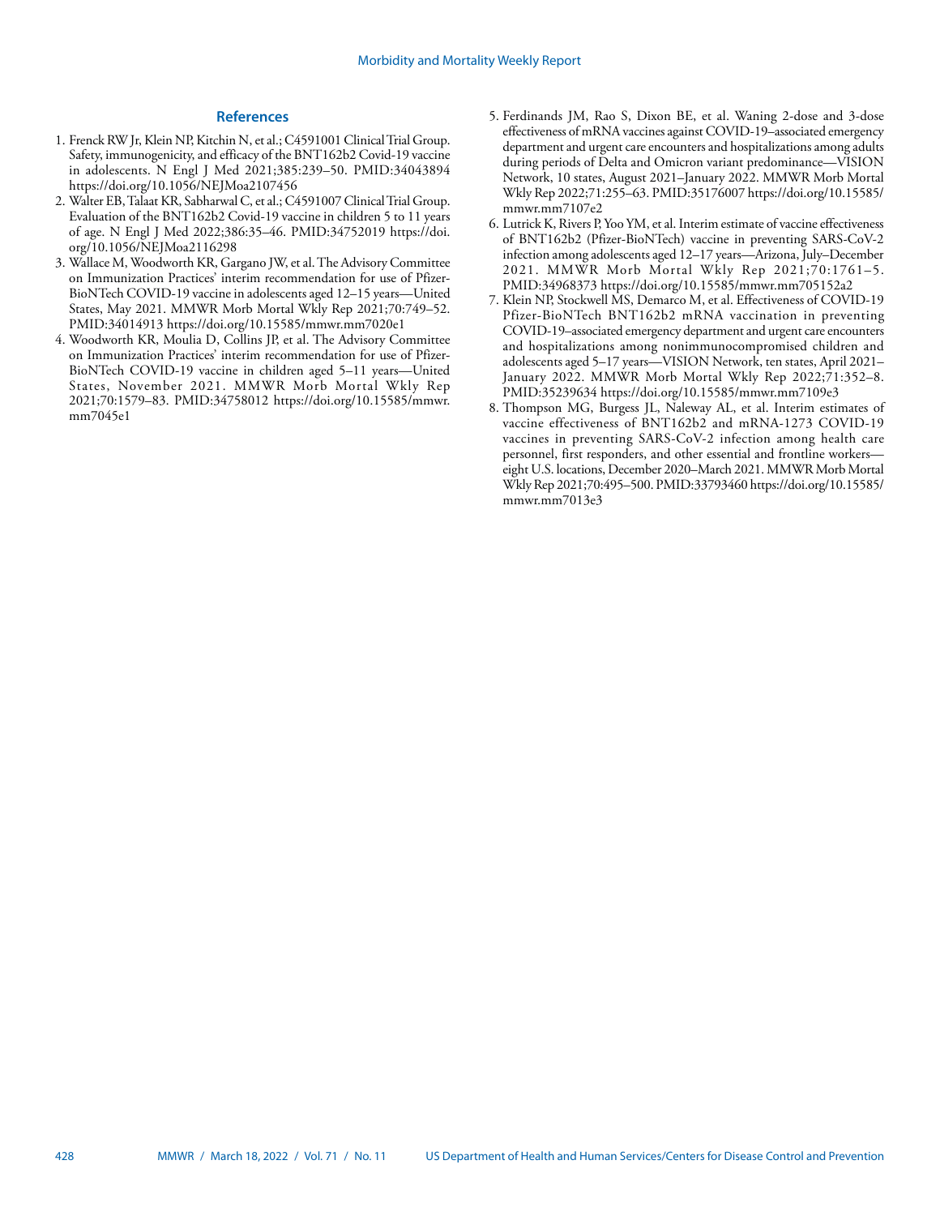## References

1. Frenck RW Jr, Klein NP, Kitchin N, et al.; C4591001 Clinical Trial Group. Safety, immunogenicity, and efficacy of the BNT162b2 Covid-19 vaccine in adolescents. N Engl J Med 2021;385:239–50. PMID:34043894 https://doi.org/10.1056/NEJMoa2107456
2. Walter EB, Talaat KR, Sabharwal C, et al.; C4591007 Clinical Trial Group. Evaluation of the BNT162b2 Covid-19 vaccine in children 5 to 11 years of age. N Engl J Med 2022;386:35–46. PMID:34752019 https://doi.org/10.1056/NEJMoa2116298
3. Wallace M, Woodworth KR, Gargano JW, et al. The Advisory Committee on Immunization Practices' interim recommendation for use of Pfizer-BioNTech COVID-19 vaccine in adolescents aged 12–15 years—United States, May 2021. MMWR Morb Mortal Wkly Rep 2021;70:749–52. PMID:34014913 https://doi.org/10.15585/mmwr.mm7020e1
4. Woodworth KR, Moulia D, Collins JP, et al. The Advisory Committee on Immunization Practices' interim recommendation for use of Pfizer-BioNTech COVID-19 vaccine in children aged 5–11 years—United States, November 2021. MMWR Morb Mortal Wkly Rep 2021;70:1579–83. PMID:34758012 https://doi.org/10.15585/mmwr.mm7045e1
5. Ferdinands JM, Rao S, Dixon BE, et al. Waning 2-dose and 3-dose effectiveness of mRNA vaccines against COVID-19–associated emergency department and urgent care encounters and hospitalizations among adults during periods of Delta and Omicron variant predominance—VISION Network, 10 states, August 2021–January 2022. MMWR Morb Mortal Wkly Rep 2022;71:255–63. PMID:35176007 https://doi.org/10.15585/mmwr.mm7107e2
6. Lutrick K, Rivers P, Yoo YM, et al. Interim estimate of vaccine effectiveness of BNT162b2 (Pfizer-BioNTech) vaccine in preventing SARS-CoV-2 infection among adolescents aged 12–17 years—Arizona, July–December 2021. MMWR Morb Mortal Wkly Rep 2021;70:1761–5. PMID:34968373 https://doi.org/10.15585/mmwr.mm705152a2
7. Klein NP, Stockwell MS, Demarco M, et al. Effectiveness of COVID-19 Pfizer-BioNTech BNT162b2 mRNA vaccination in preventing COVID-19–associated emergency department and urgent care encounters and hospitalizations among nonimmunocompromised children and adolescents aged 5–17 years—VISION Network, ten states, April 2021–January 2022. MMWR Morb Mortal Wkly Rep 2022;71:352–8. PMID:35239634 https://doi.org/10.15585/mmwr.mm7109e3
8. Thompson MG, Burgess JL, Naleway AL, et al. Interim estimates of vaccine effectiveness of BNT162b2 and mRNA-1273 COVID-19 vaccines in preventing SARS-CoV-2 infection among health care personnel, first responders, and other essential and frontline workers—eight U.S. locations, December 2020–March 2021. MMWR Morb Mortal Wkly Rep 2021;70:495–500. PMID:33793460 https://doi.org/10.15585/mmwr.mm7013e3